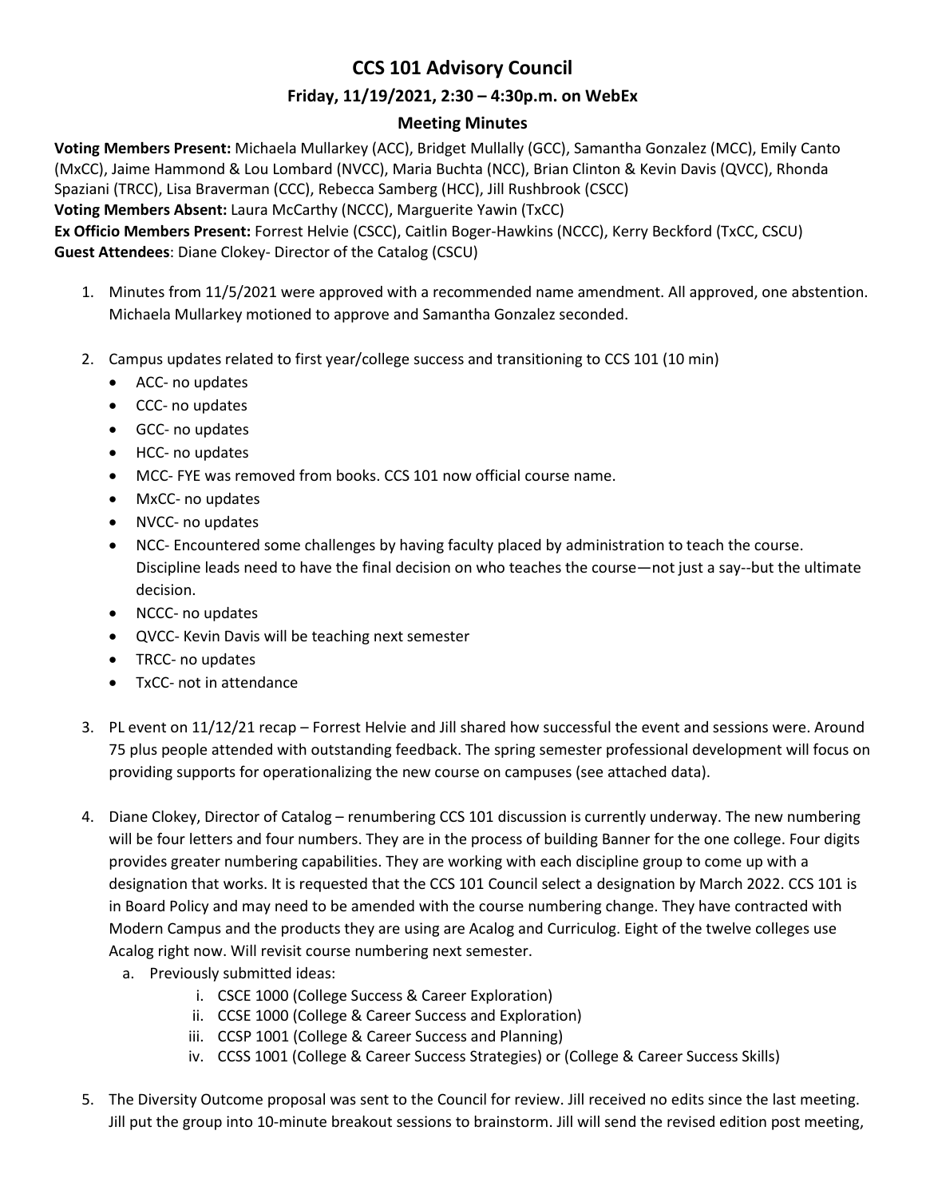# CCS 101 Advisory Council

## Friday, 11/19/2021, 2:30 – 4:30p.m. on WebEx

### Meeting Minutes

**Voting Members Present:** Michaela Mullarkey (ACC), Bridget Mullally (GCC), Samantha Gonzalez (MCC), Emily Canto (MxCC), Jaime Hammond & Lou Lombard (NVCC), Maria Buchta (NCC), Brian Clinton & Kevin Davis (QVCC), Rhonda Spaziani (TRCC), Lisa Braverman (CCC), Rebecca Samberg (HCC), Jill Rushbrook (CSCC)

**Voting Members Absent:** Laura McCarthy (NCCC), Marguerite Yawin (TxCC)

**Ex Officio Members Present:** Forrest Helvie (CSCC), Caitlin Boger-Hawkins (NCCC), Kerry Beckford (TxCC, CSCU)

**Guest Attendees**: Diane Clokey- Director of the Catalog (CSCU)

1. Minutes from 11/5/2021 were approved with a recommended name amendment. All approved, one abstention. Michaela Mullarkey motioned to approve and Samantha Gonzalez seconded.

2. Campus updates related to first year/college success and transitioning to CCS 101 (10 min)
   - ACC- no updates
   - CCC- no updates
   - GCC- no updates
   - HCC- no updates
   - MCC- FYE was removed from books. CCS 101 now official course name.
   - MxCC- no updates
   - NVCC- no updates
   - NCC- Encountered some challenges by having faculty placed by administration to teach the course. Discipline leads need to have the final decision on who teaches the course—not just a say--but the ultimate decision.
   - NCCC- no updates
   - QVCC- Kevin Davis will be teaching next semester
   - TRCC- no updates
   - TxCC- not in attendance

3. PL event on 11/12/21 recap – Forrest Helvie and Jill shared how successful the event and sessions were. Around 75 plus people attended with outstanding feedback. The spring semester professional development will focus on providing supports for operationalizing the new course on campuses (see attached data).

4. Diane Clokey, Director of Catalog – renumbering CCS 101 discussion is currently underway. The new numbering will be four letters and four numbers. They are in the process of building Banner for the one college. Four digits provides greater numbering capabilities. They are working with each discipline group to come up with a designation that works. It is requested that the CCS 101 Council select a designation by March 2022. CCS 101 is in Board Policy and may need to be amended with the course numbering change. They have contracted with Modern Campus and the products they are using are Acalog and Curriculog. Eight of the twelve colleges use Acalog right now. Will revisit course numbering next semester.
   a. Previously submitted ideas:
      i. CSCE 1000 (College Success & Career Exploration)
      ii. CCSE 1000 (College & Career Success and Exploration)
      iii. CCSP 1001 (College & Career Success and Planning)
      iv. CCSS 1001 (College & Career Success Strategies) or (College & Career Success Skills)

5. The Diversity Outcome proposal was sent to the Council for review. Jill received no edits since the last meeting. Jill put the group into 10-minute breakout sessions to brainstorm. Jill will send the revised edition post meeting,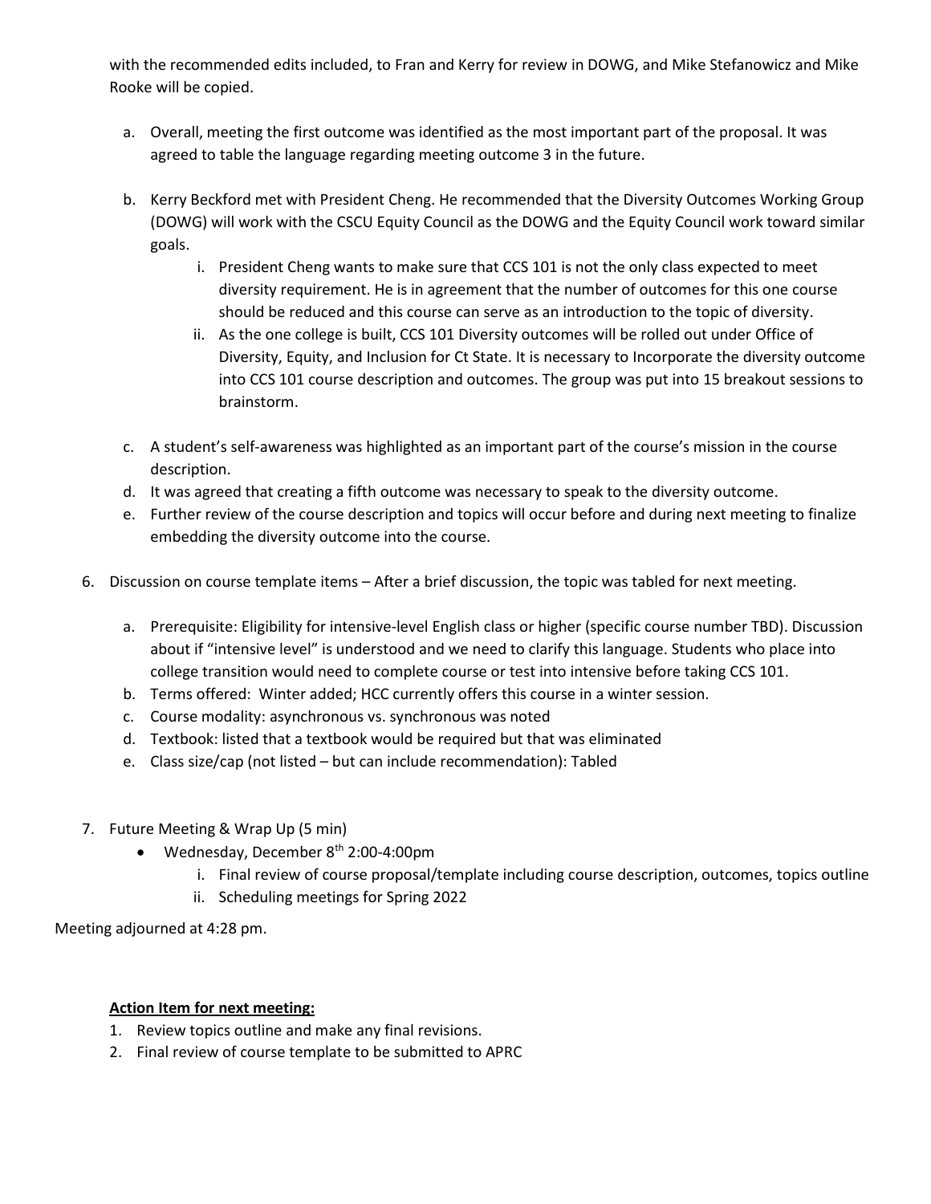with the recommended edits included, to Fran and Kerry for review in DOWG, and Mike Stefanowicz and Mike Rooke will be copied.

a. Overall, meeting the first outcome was identified as the most important part of the proposal. It was agreed to table the language regarding meeting outcome 3 in the future.

b. Kerry Beckford met with President Cheng. He recommended that the Diversity Outcomes Working Group (DOWG) will work with the CSCU Equity Council as the DOWG and the Equity Council work toward similar goals.
   i. President Cheng wants to make sure that CCS 101 is not the only class expected to meet diversity requirement. He is in agreement that the number of outcomes for this one course should be reduced and this course can serve as an introduction to the topic of diversity.
   ii. As the one college is built, CCS 101 Diversity outcomes will be rolled out under Office of Diversity, Equity, and Inclusion for Ct State. It is necessary to Incorporate the diversity outcome into CCS 101 course description and outcomes. The group was put into 15 breakout sessions to brainstorm.

c. A student's self-awareness was highlighted as an important part of the course's mission in the course description.
d. It was agreed that creating a fifth outcome was necessary to speak to the diversity outcome.
e. Further review of the course description and topics will occur before and during next meeting to finalize embedding the diversity outcome into the course.

6. Discussion on course template items – After a brief discussion, the topic was tabled for next meeting.

   a. Prerequisite: Eligibility for intensive-level English class or higher (specific course number TBD). Discussion about if "intensive level" is understood and we need to clarify this language. Students who place into college transition would need to complete course or test into intensive before taking CCS 101.
   b. Terms offered: Winter added; HCC currently offers this course in a winter session.
   c. Course modality: asynchronous vs. synchronous was noted
   d. Textbook: listed that a textbook would be required but that was eliminated
   e. Class size/cap (not listed – but can include recommendation): Tabled

7. Future Meeting & Wrap Up (5 min)
   - Wednesday, December 8th 2:00-4:00pm
      i. Final review of course proposal/template including course description, outcomes, topics outline
      ii. Scheduling meetings for Spring 2022

Meeting adjourned at 4:28 pm.

**Action Item for next meeting:**

1. Review topics outline and make any final revisions.
2. Final review of course template to be submitted to APRC